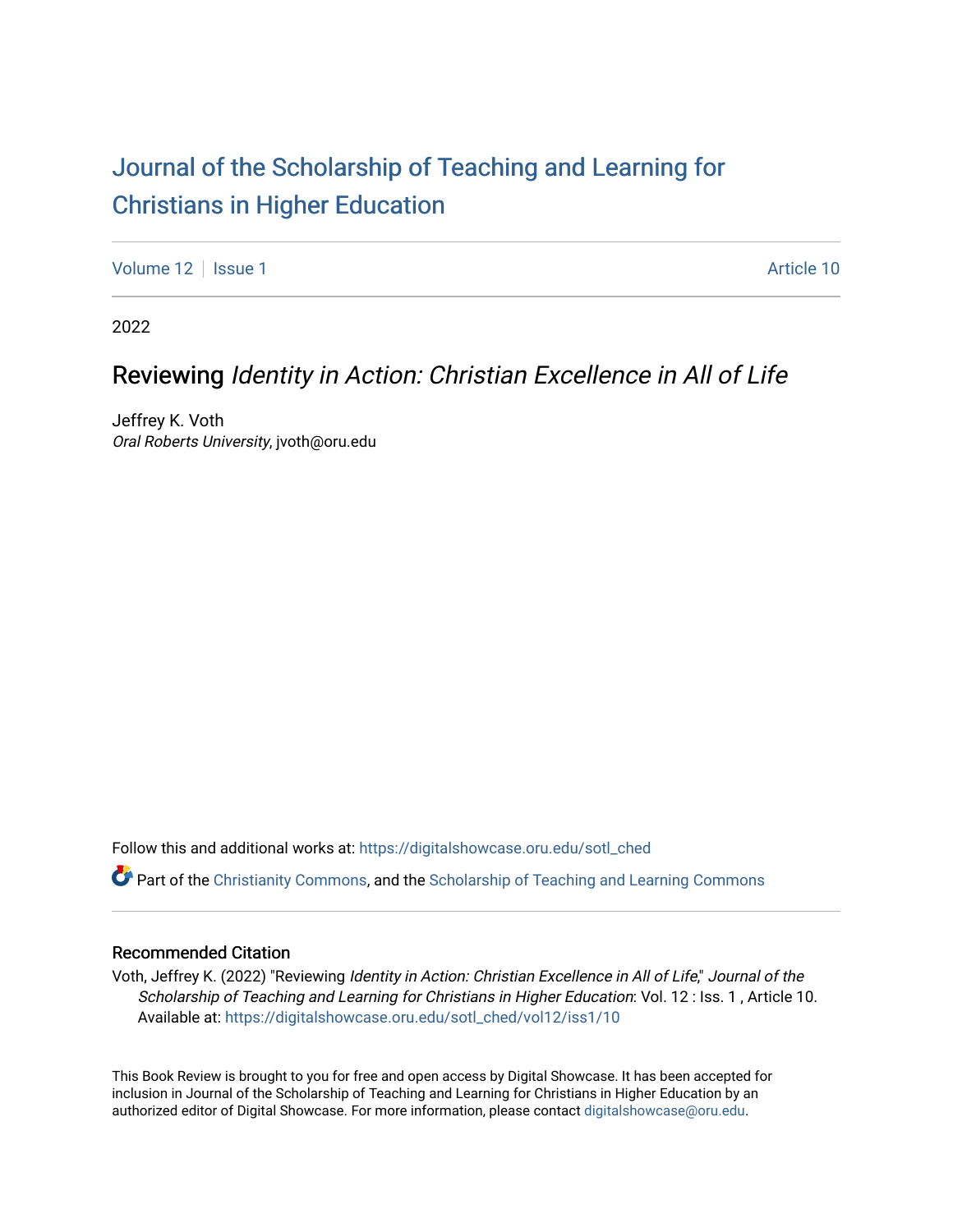# Journal of the Scholarship of Teaching and Learning for Christians in Higher Education

Volume 12 | Issue 1 — Article 10

2022

## Reviewing *Identity in Action: Christian Excellence in All of Life*

Jeffrey K. Voth
*Oral Roberts University*, jvoth@oru.edu

Follow this and additional works at: https://digitalshowcase.oru.edu/sotl_ched

Part of the Christianity Commons, and the Scholarship of Teaching and Learning Commons

### Recommended Citation

Voth, Jeffrey K. (2022) "Reviewing *Identity in Action: Christian Excellence in All of Life*," *Journal of the Scholarship of Teaching and Learning for Christians in Higher Education*: Vol. 12 : Iss. 1 , Article 10.
Available at: https://digitalshowcase.oru.edu/sotl_ched/vol12/iss1/10

This Book Review is brought to you for free and open access by Digital Showcase. It has been accepted for inclusion in Journal of the Scholarship of Teaching and Learning for Christians in Higher Education by an authorized editor of Digital Showcase. For more information, please contact digitalshowcase@oru.edu.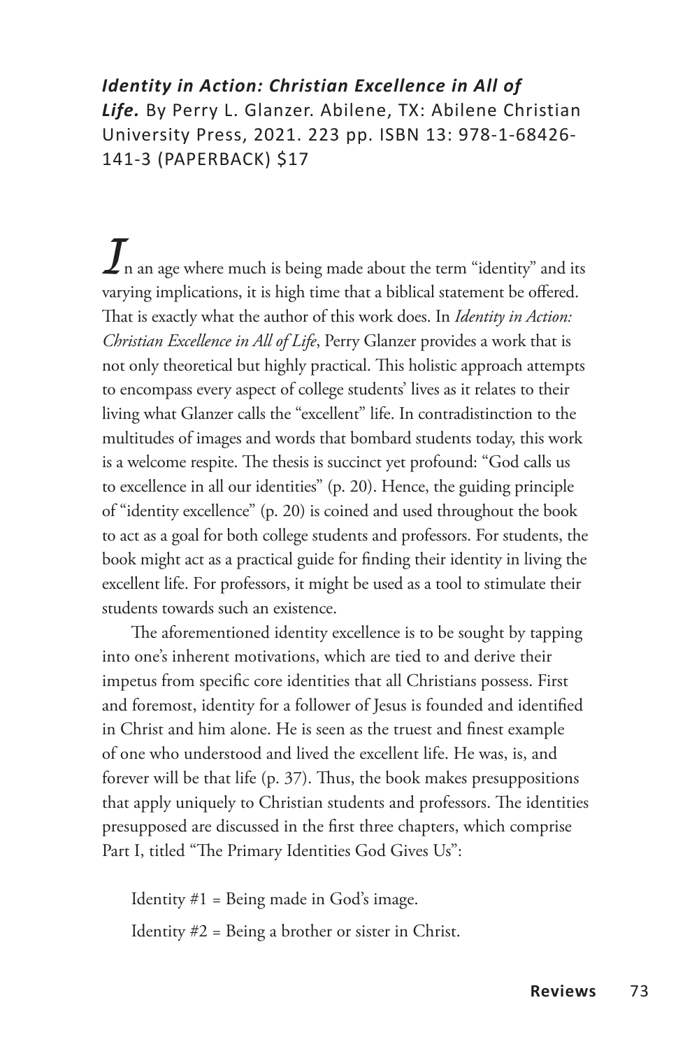***Identity in Action: Christian Excellence in All of Life.*** By Perry L. Glanzer. Abilene, TX: Abilene Christian University Press, 2021. 223 pp. ISBN 13: 978-1-68426-141-3 (PAPERBACK) $17

In an age where much is being made about the term "identity" and its varying implications, it is high time that a biblical statement be offered. That is exactly what the author of this work does. In *Identity in Action: Christian Excellence in All of Life*, Perry Glanzer provides a work that is not only theoretical but highly practical. This holistic approach attempts to encompass every aspect of college students' lives as it relates to their living what Glanzer calls the "excellent" life. In contradistinction to the multitudes of images and words that bombard students today, this work is a welcome respite. The thesis is succinct yet profound: "God calls us to excellence in all our identities" (p. 20). Hence, the guiding principle of "identity excellence" (p. 20) is coined and used throughout the book to act as a goal for both college students and professors. For students, the book might act as a practical guide for finding their identity in living the excellent life. For professors, it might be used as a tool to stimulate their students towards such an existence.

The aforementioned identity excellence is to be sought by tapping into one's inherent motivations, which are tied to and derive their impetus from specific core identities that all Christians possess. First and foremost, identity for a follower of Jesus is founded and identified in Christ and him alone. He is seen as the truest and finest example of one who understood and lived the excellent life. He was, is, and forever will be that life (p. 37). Thus, the book makes presuppositions that apply uniquely to Christian students and professors. The identities presupposed are discussed in the first three chapters, which comprise Part I, titled "The Primary Identities God Gives Us":

Identity #1 = Being made in God's image.

Identity #2 = Being a brother or sister in Christ.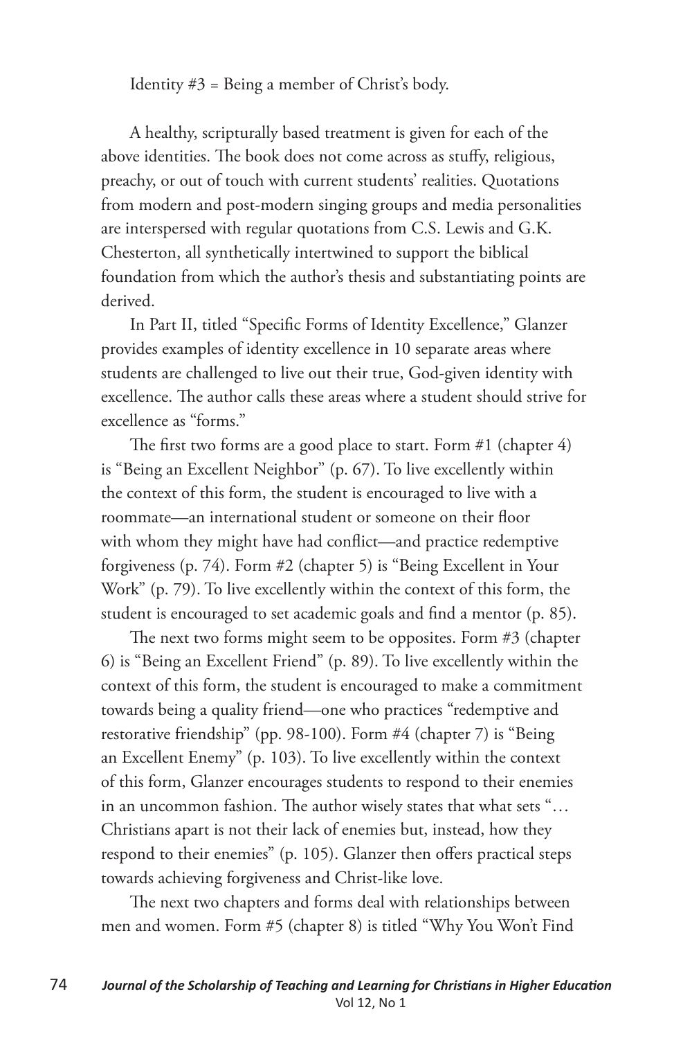Identity #3 = Being a member of Christ's body.

A healthy, scripturally based treatment is given for each of the above identities. The book does not come across as stuffy, religious, preachy, or out of touch with current students' realities. Quotations from modern and post-modern singing groups and media personalities are interspersed with regular quotations from C.S. Lewis and G.K. Chesterton, all synthetically intertwined to support the biblical foundation from which the author's thesis and substantiating points are derived.

In Part II, titled "Specific Forms of Identity Excellence," Glanzer provides examples of identity excellence in 10 separate areas where students are challenged to live out their true, God-given identity with excellence. The author calls these areas where a student should strive for excellence as "forms."

The first two forms are a good place to start. Form #1 (chapter 4) is "Being an Excellent Neighbor" (p. 67). To live excellently within the context of this form, the student is encouraged to live with a roommate—an international student or someone on their floor with whom they might have had conflict—and practice redemptive forgiveness (p. 74). Form #2 (chapter 5) is "Being Excellent in Your Work" (p. 79). To live excellently within the context of this form, the student is encouraged to set academic goals and find a mentor (p. 85).

The next two forms might seem to be opposites. Form #3 (chapter 6) is "Being an Excellent Friend" (p. 89). To live excellently within the context of this form, the student is encouraged to make a commitment towards being a quality friend—one who practices "redemptive and restorative friendship" (pp. 98-100). Form #4 (chapter 7) is "Being an Excellent Enemy" (p. 103). To live excellently within the context of this form, Glanzer encourages students to respond to their enemies in an uncommon fashion. The author wisely states that what sets "…Christians apart is not their lack of enemies but, instead, how they respond to their enemies" (p. 105). Glanzer then offers practical steps towards achieving forgiveness and Christ-like love.

The next two chapters and forms deal with relationships between men and women. Form #5 (chapter 8) is titled "Why You Won't Find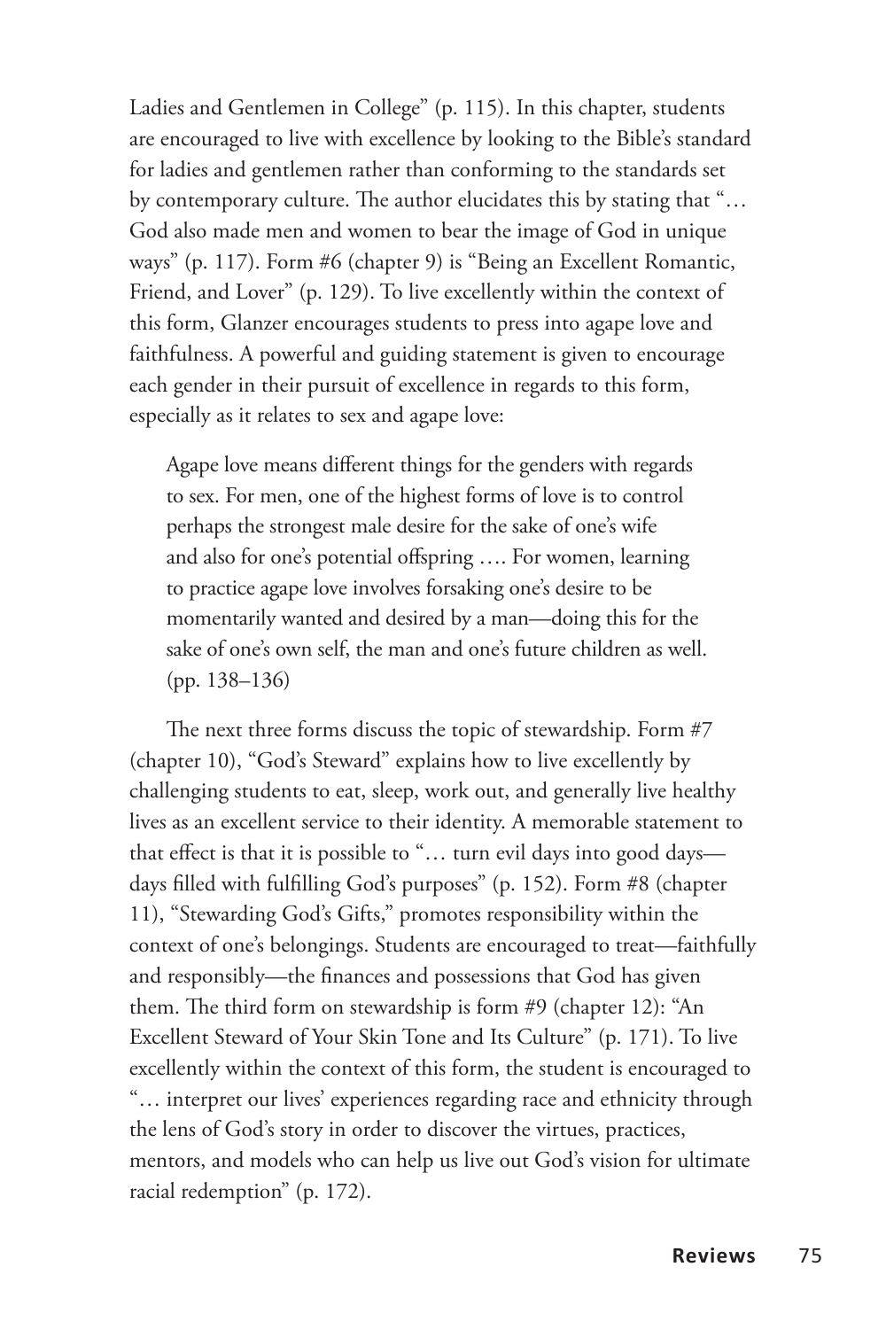Ladies and Gentlemen in College" (p. 115). In this chapter, students are encouraged to live with excellence by looking to the Bible's standard for ladies and gentlemen rather than conforming to the standards set by contemporary culture. The author elucidates this by stating that "… God also made men and women to bear the image of God in unique ways" (p. 117). Form #6 (chapter 9) is "Being an Excellent Romantic, Friend, and Lover" (p. 129). To live excellently within the context of this form, Glanzer encourages students to press into agape love and faithfulness. A powerful and guiding statement is given to encourage each gender in their pursuit of excellence in regards to this form, especially as it relates to sex and agape love:

> Agape love means different things for the genders with regards to sex. For men, one of the highest forms of love is to control perhaps the strongest male desire for the sake of one's wife and also for one's potential offspring …. For women, learning to practice agape love involves forsaking one's desire to be momentarily wanted and desired by a man—doing this for the sake of one's own self, the man and one's future children as well. (pp. 138–136)

The next three forms discuss the topic of stewardship. Form #7 (chapter 10), "God's Steward" explains how to live excellently by challenging students to eat, sleep, work out, and generally live healthy lives as an excellent service to their identity. A memorable statement to that effect is that it is possible to "… turn evil days into good days—days filled with fulfilling God's purposes" (p. 152). Form #8 (chapter 11), "Stewarding God's Gifts," promotes responsibility within the context of one's belongings. Students are encouraged to treat—faithfully and responsibly—the finances and possessions that God has given them. The third form on stewardship is form #9 (chapter 12): "An Excellent Steward of Your Skin Tone and Its Culture" (p. 171). To live excellently within the context of this form, the student is encouraged to "… interpret our lives' experiences regarding race and ethnicity through the lens of God's story in order to discover the virtues, practices, mentors, and models who can help us live out God's vision for ultimate racial redemption" (p. 172).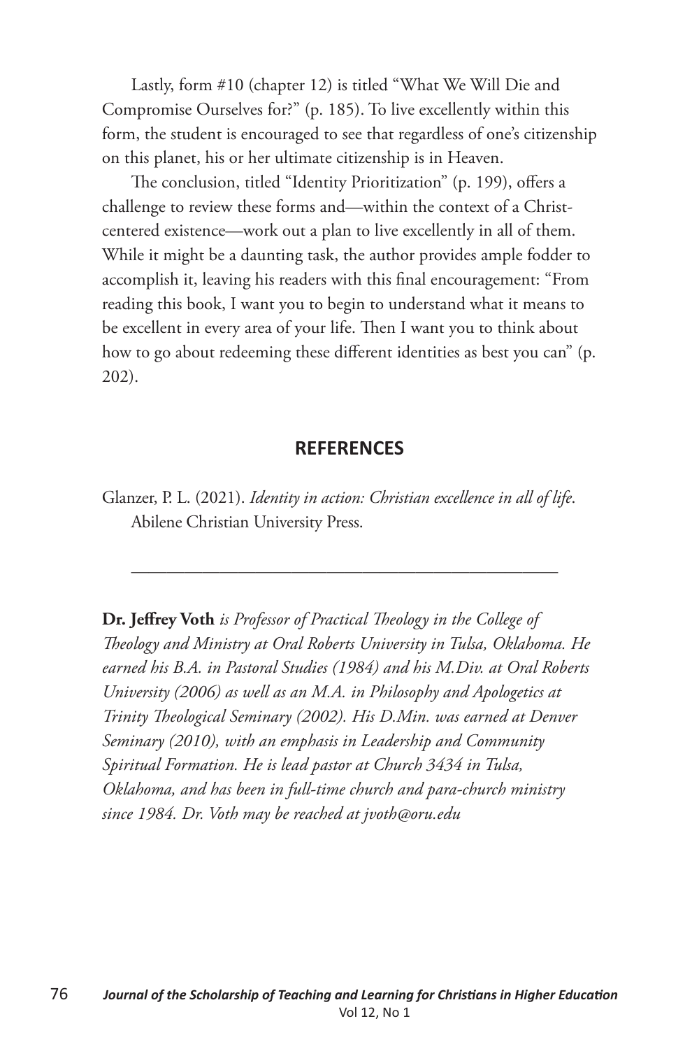Lastly, form #10 (chapter 12) is titled "What We Will Die and Compromise Ourselves for?" (p. 185). To live excellently within this form, the student is encouraged to see that regardless of one's citizenship on this planet, his or her ultimate citizenship is in Heaven.

The conclusion, titled "Identity Prioritization" (p. 199), offers a challenge to review these forms and—within the context of a Christ-centered existence—work out a plan to live excellently in all of them. While it might be a daunting task, the author provides ample fodder to accomplish it, leaving his readers with this final encouragement: "From reading this book, I want you to begin to understand what it means to be excellent in every area of your life. Then I want you to think about how to go about redeeming these different identities as best you can" (p. 202).

## REFERENCES

Glanzer, P. L. (2021). *Identity in action: Christian excellence in all of life*. Abilene Christian University Press.

---

**Dr. Jeffrey Voth** *is Professor of Practical Theology in the College of Theology and Ministry at Oral Roberts University in Tulsa, Oklahoma. He earned his B.A. in Pastoral Studies (1984) and his M.Div. at Oral Roberts University (2006) as well as an M.A. in Philosophy and Apologetics at Trinity Theological Seminary (2002). His D.Min. was earned at Denver Seminary (2010), with an emphasis in Leadership and Community Spiritual Formation. He is lead pastor at Church 3434 in Tulsa, Oklahoma, and has been in full-time church and para-church ministry since 1984. Dr. Voth may be reached at jvoth@oru.edu*